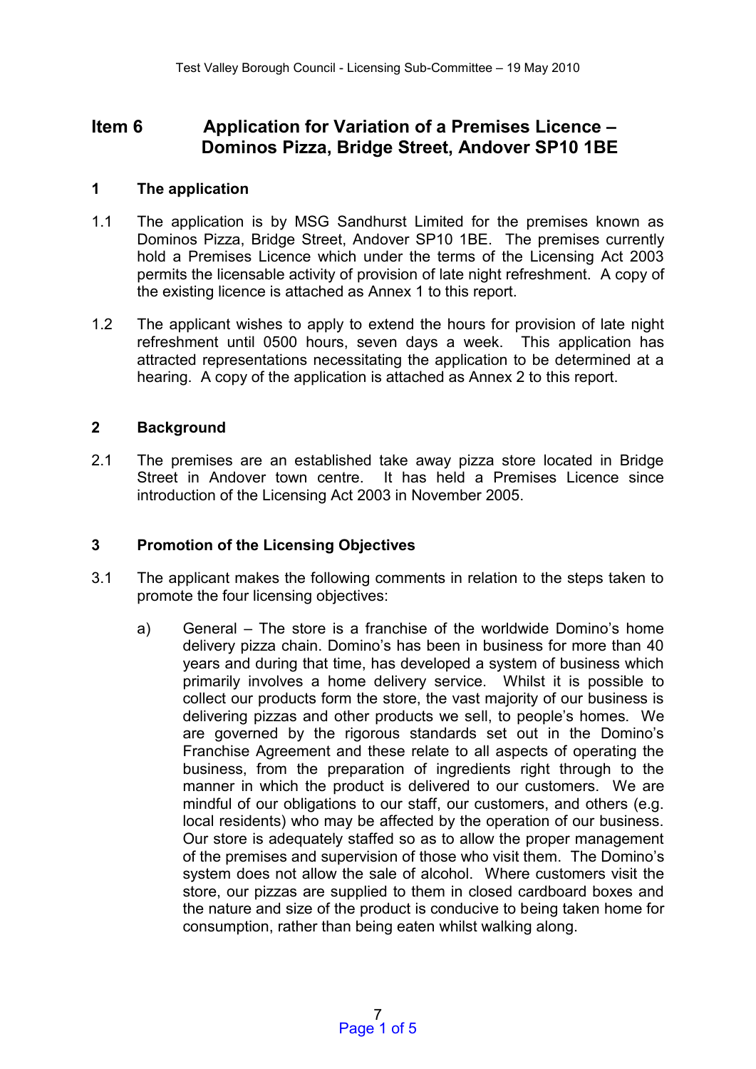# Item 6 Application for Variation of a Premises Licence – Dominos Pizza, Bridge Street, Andover SP10 1BE

## 1 The application

1.1 The application is by MSG Sandhurst Limited for the premises known as Dominos Pizza, Bridge Street, Andover SP10 1BE. The premises currently hold a Premises Licence which under the terms of the Licensing Act 2003 permits the licensable activity of provision of late night refreshment. A copy of the existing licence is attached as Annex 1 to this report.

1.2 The applicant wishes to apply to extend the hours for provision of late night refreshment until 0500 hours, seven days a week. This application has attracted representations necessitating the application to be determined at a hearing. A copy of the application is attached as Annex 2 to this report.

## 2 Background

2.1 The premises are an established take away pizza store located in Bridge Street in Andover town centre. It has held a Premises Licence since introduction of the Licensing Act 2003 in November 2005.

## 3 Promotion of the Licensing Objectives

3.1 The applicant makes the following comments in relation to the steps taken to promote the four licensing objectives:

a) General – The store is a franchise of the worldwide Domino's home delivery pizza chain. Domino's has been in business for more than 40 years and during that time, has developed a system of business which primarily involves a home delivery service. Whilst it is possible to collect our products form the store, the vast majority of our business is delivering pizzas and other products we sell, to people's homes. We are governed by the rigorous standards set out in the Domino's Franchise Agreement and these relate to all aspects of operating the business, from the preparation of ingredients right through to the manner in which the product is delivered to our customers. We are mindful of our obligations to our staff, our customers, and others (e.g. local residents) who may be affected by the operation of our business. Our store is adequately staffed so as to allow the proper management of the premises and supervision of those who visit them. The Domino's system does not allow the sale of alcohol. Where customers visit the store, our pizzas are supplied to them in closed cardboard boxes and the nature and size of the product is conducive to being taken home for consumption, rather than being eaten whilst walking along.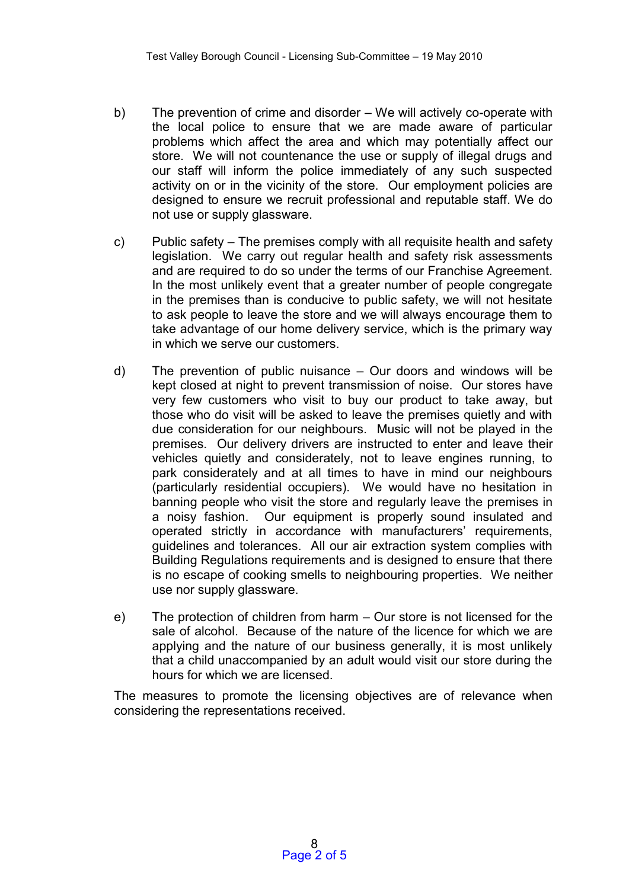b) The prevention of crime and disorder – We will actively co-operate with the local police to ensure that we are made aware of particular problems which affect the area and which may potentially affect our store. We will not countenance the use or supply of illegal drugs and our staff will inform the police immediately of any such suspected activity on or in the vicinity of the store. Our employment policies are designed to ensure we recruit professional and reputable staff. We do not use or supply glassware.

c) Public safety – The premises comply with all requisite health and safety legislation. We carry out regular health and safety risk assessments and are required to do so under the terms of our Franchise Agreement. In the most unlikely event that a greater number of people congregate in the premises than is conducive to public safety, we will not hesitate to ask people to leave the store and we will always encourage them to take advantage of our home delivery service, which is the primary way in which we serve our customers.

d) The prevention of public nuisance – Our doors and windows will be kept closed at night to prevent transmission of noise. Our stores have very few customers who visit to buy our product to take away, but those who do visit will be asked to leave the premises quietly and with due consideration for our neighbours. Music will not be played in the premises. Our delivery drivers are instructed to enter and leave their vehicles quietly and considerately, not to leave engines running, to park considerately and at all times to have in mind our neighbours (particularly residential occupiers). We would have no hesitation in banning people who visit the store and regularly leave the premises in a noisy fashion. Our equipment is properly sound insulated and operated strictly in accordance with manufacturers' requirements, guidelines and tolerances. All our air extraction system complies with Building Regulations requirements and is designed to ensure that there is no escape of cooking smells to neighbouring properties. We neither use nor supply glassware.

e) The protection of children from harm – Our store is not licensed for the sale of alcohol. Because of the nature of the licence for which we are applying and the nature of our business generally, it is most unlikely that a child unaccompanied by an adult would visit our store during the hours for which we are licensed.

The measures to promote the licensing objectives are of relevance when considering the representations received.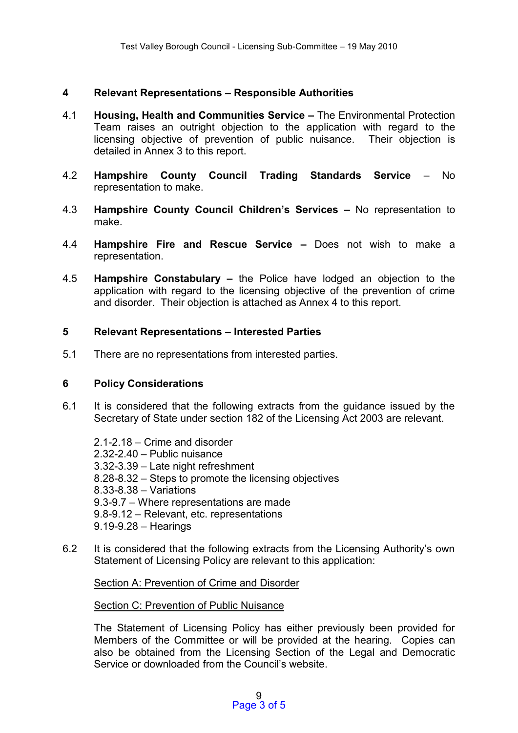## 4 Relevant Representations – Responsible Authorities

4.1 **Housing, Health and Communities Service –** The Environmental Protection Team raises an outright objection to the application with regard to the licensing objective of prevention of public nuisance. Their objection is detailed in Annex 3 to this report.

4.2 **Hampshire County Council Trading Standards Service** – No representation to make.

4.3 **Hampshire County Council Children's Services –** No representation to make.

4.4 **Hampshire Fire and Rescue Service –** Does not wish to make a representation.

4.5 **Hampshire Constabulary –** the Police have lodged an objection to the application with regard to the licensing objective of the prevention of crime and disorder. Their objection is attached as Annex 4 to this report.

## 5 Relevant Representations – Interested Parties

5.1 There are no representations from interested parties.

## 6 Policy Considerations

6.1 It is considered that the following extracts from the guidance issued by the Secretary of State under section 182 of the Licensing Act 2003 are relevant.

2.1-2.18 – Crime and disorder
2.32-2.40 – Public nuisance
3.32-3.39 – Late night refreshment
8.28-8.32 – Steps to promote the licensing objectives
8.33-8.38 – Variations
9.3-9.7 – Where representations are made
9.8-9.12 – Relevant, etc. representations
9.19-9.28 – Hearings

6.2 It is considered that the following extracts from the Licensing Authority's own Statement of Licensing Policy are relevant to this application:

<u>Section A: Prevention of Crime and Disorder</u>

<u>Section C: Prevention of Public Nuisance</u>

The Statement of Licensing Policy has either previously been provided for Members of the Committee or will be provided at the hearing. Copies can also be obtained from the Licensing Section of the Legal and Democratic Service or downloaded from the Council's website.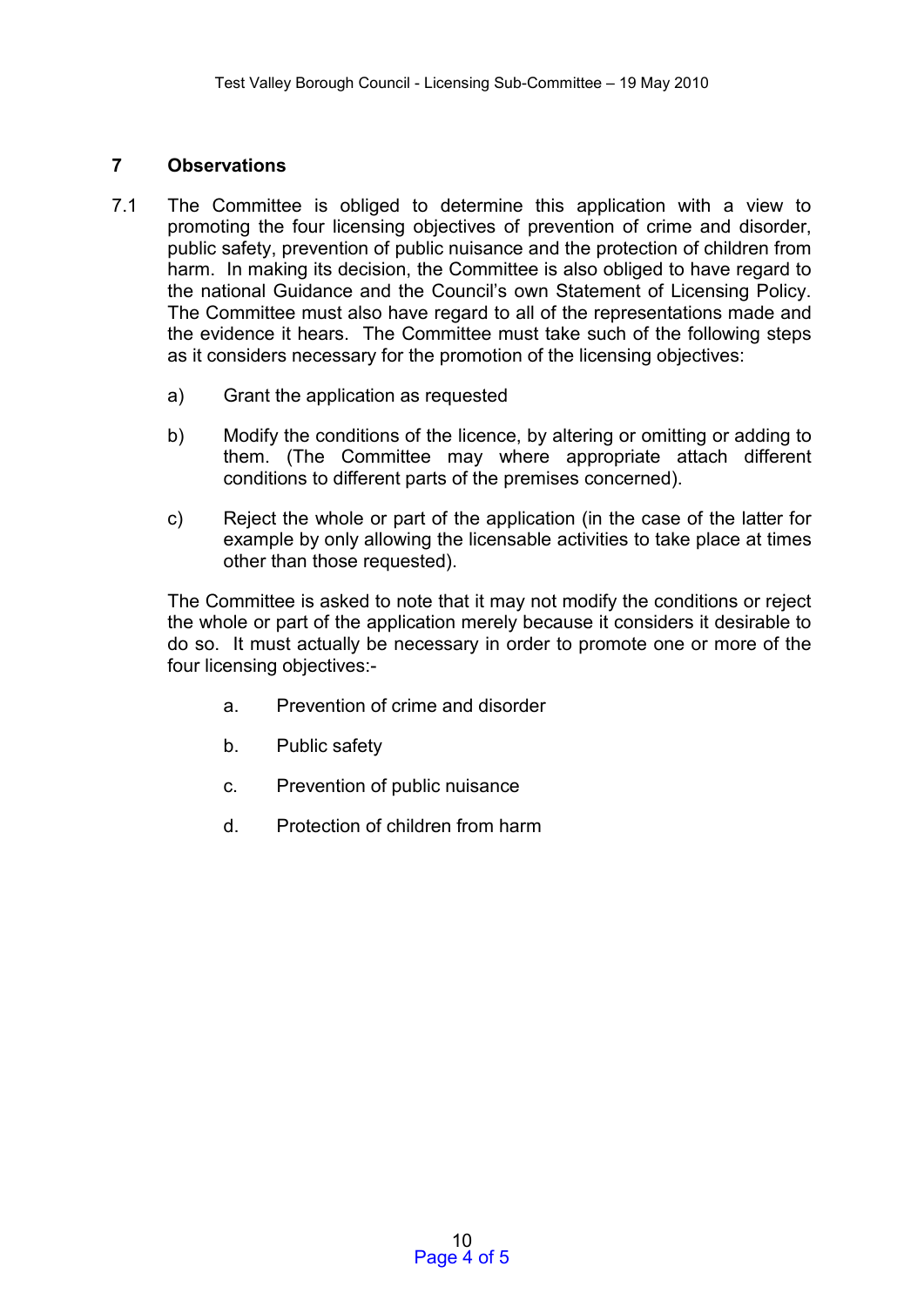## 7 Observations

7.1 The Committee is obliged to determine this application with a view to promoting the four licensing objectives of prevention of crime and disorder, public safety, prevention of public nuisance and the protection of children from harm. In making its decision, the Committee is also obliged to have regard to the national Guidance and the Council's own Statement of Licensing Policy. The Committee must also have regard to all of the representations made and the evidence it hears. The Committee must take such of the following steps as it considers necessary for the promotion of the licensing objectives:

a) Grant the application as requested

b) Modify the conditions of the licence, by altering or omitting or adding to them. (The Committee may where appropriate attach different conditions to different parts of the premises concerned).

c) Reject the whole or part of the application (in the case of the latter for example by only allowing the licensable activities to take place at times other than those requested).

The Committee is asked to note that it may not modify the conditions or reject the whole or part of the application merely because it considers it desirable to do so. It must actually be necessary in order to promote one or more of the four licensing objectives:-

a. Prevention of crime and disorder

b. Public safety

c. Prevention of public nuisance

d. Protection of children from harm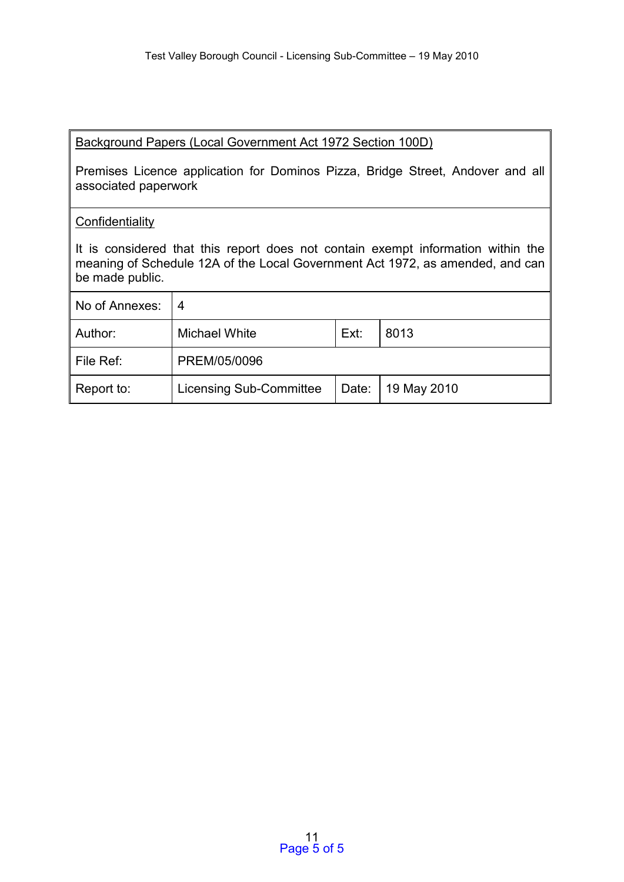| | | | |
|---|---|---|---|
| Background Papers (Local Government Act 1972 Section 100D) | | | |
| Premises Licence application for Dominos Pizza, Bridge Street, Andover and all associated paperwork | | | |
| Confidentiality | | | |
| It is considered that this report does not contain exempt information within the meaning of Schedule 12A of the Local Government Act 1972, as amended, and can be made public. | | | |
| No of Annexes: | 4 | | |
| Author: | Michael White | Ext: | 8013 |
| File Ref: | PREM/05/0096 | | |
| Report to: | Licensing Sub-Committee | Date: | 19 May 2010 |